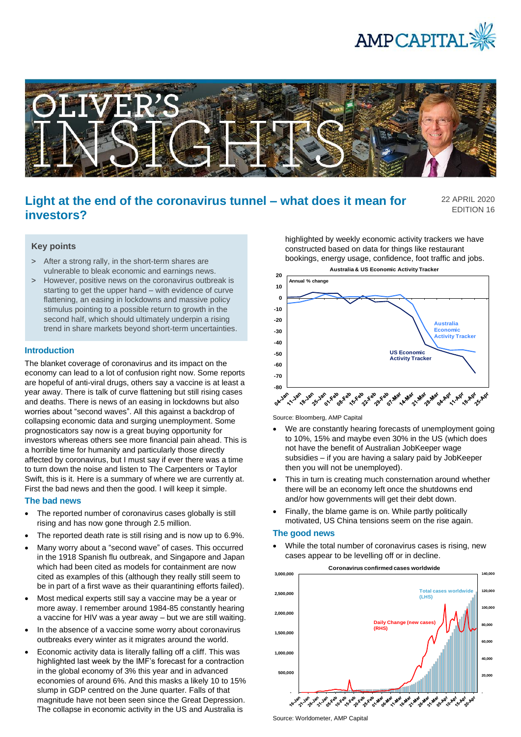# Light at the end of the coronavirus tunnel – what does it mean for investors?

22 APRIL 2020
EDITION 16

## Key points

> After a strong rally, in the short-term shares are vulnerable to bleak economic and earnings news.

> However, positive news on the coronavirus outbreak is starting to get the upper hand – with evidence of curve flattening, an easing in lockdowns and massive policy stimulus pointing to a possible return to growth in the second half, which should ultimately underpin a rising trend in share markets beyond short-term uncertainties.

## Introduction

The blanket coverage of coronavirus and its impact on the economy can lead to a lot of confusion right now. Some reports are hopeful of anti-viral drugs, others say a vaccine is at least a year away. There is talk of curve flattening but still rising cases and deaths. There is news of an easing in lockdowns but also worries about "second waves". All this against a backdrop of collapsing economic data and surging unemployment. Some prognosticators say now is a great buying opportunity for investors whereas others see more financial pain ahead. This is a horrible time for humanity and particularly those directly affected by coronavirus, but I must say if ever there was a time to turn down the noise and listen to The Carpenters or Taylor Swift, this is it. Here is a summary of where we are currently at. First the bad news and then the good. I will keep it simple.

## The bad news

- The reported number of coronavirus cases globally is still rising and has now gone through 2.5 million.
- The reported death rate is still rising and is now up to 6.9%.
- Many worry about a "second wave" of cases. This occurred in the 1918 Spanish flu outbreak, and Singapore and Japan which had been cited as models for containment are now cited as examples of this (although they really still seem to be in part of a first wave as their quarantining efforts failed).
- Most medical experts still say a vaccine may be a year or more away. I remember around 1984-85 constantly hearing a vaccine for HIV was a year away – but we are still waiting.
- In the absence of a vaccine some worry about coronavirus outbreaks every winter as it migrates around the world.
- Economic activity data is literally falling off a cliff. This was highlighted last week by the IMF's forecast for a contraction in the global economy of 3% this year and in advanced economies of around 6%. And this masks a likely 10 to 15% slump in GDP centred on the June quarter. Falls of that magnitude have not been seen since the Great Depression. The collapse in economic activity in the US and Australia is highlighted by weekly economic activity trackers we have constructed based on data for things like restaurant bookings, energy usage, confidence, foot traffic and jobs.

**Australia & US Economic Activity Tracker**

Source: Bloomberg, AMP Capital

- We are constantly hearing forecasts of unemployment going to 10%, 15% and maybe even 30% in the US (which does not have the benefit of Australian JobKeeper wage subsidies – if you are having a salary paid by JobKeeper then you will not be unemployed).
- This in turn is creating much consternation around whether there will be an economy left once the shutdowns end and/or how governments will get their debt down.
- Finally, the blame game is on. While partly politically motivated, US China tensions seem on the rise again.

## The good news

- While the total number of coronavirus cases is rising, new cases appear to be levelling off or in decline.

**Coronavirus confirmed cases worldwide**

Source: Worldometer, AMP Capital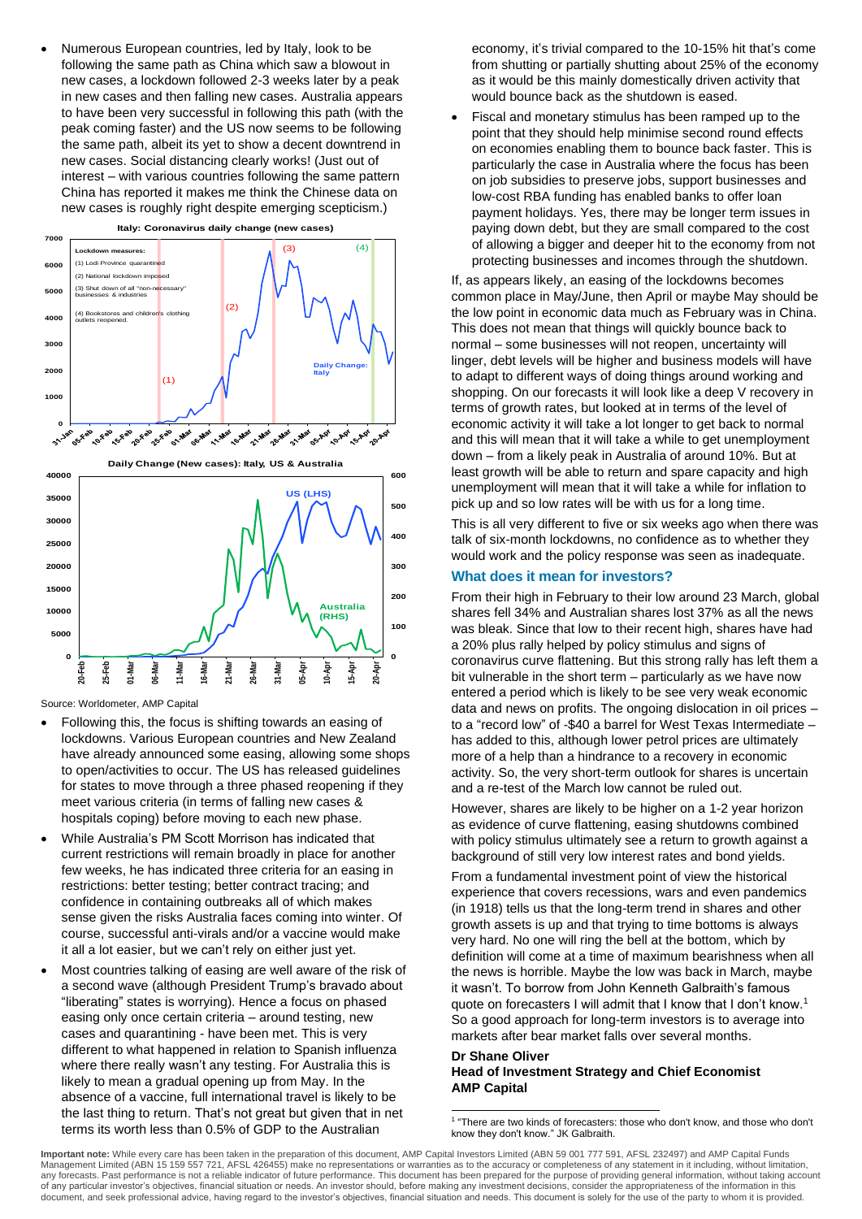- Numerous European countries, led by Italy, look to be following the same path as China which saw a blowout in new cases, a lockdown followed 2-3 weeks later by a peak in new cases and then falling new cases. Australia appears to have been very successful in following this path (with the peak coming faster) and the US now seems to be following the same path, albeit its yet to show a decent downtrend in new cases. Social distancing clearly works! (Just out of interest – with various countries following the same pattern China has reported it makes me think the Chinese data on new cases is roughly right despite emerging scepticism.)

Italy: Coronavirus daily change (new cases)

7000
6000
5000
4000
3000
2000
1000
0

Lockdown measures:
(1) Lodi Province quarantined
(2) National lockdown imposed
(3) Shut down of all "non-necessary" businesses & industries
(4) Bookstores and children's clothing outlets reopened.

(1) (2) (3) (4)

Daily Change: Italy

31-Jan 05-Feb 10-Feb 15-Feb 20-Feb 25-Feb 01-Mar 06-Mar 11-Mar 16-Mar 21-Mar 26-Mar 31-Mar 05-Apr 10-Apr 15-Apr 20-Apr

Daily Change (New cases): Italy, US & Australia

40000
35000
30000
25000
20000
15000
10000
5000
0

600
500
400
300
200
100
0

US (LHS)

Australia (RHS)

20-Feb 25-Feb 01-Mar 06-Mar 11-Mar 16-Mar 21-Mar 26-Mar 31-Mar 05-Apr 10-Apr 15-Apr 20-Apr

Source: Worldometer, AMP Capital

- Following this, the focus is shifting towards an easing of lockdowns. Various European countries and New Zealand have already announced some easing, allowing some shops to open/activities to occur. The US has released guidelines for states to move through a three phased reopening if they meet various criteria (in terms of falling new cases & hospitals coping) before moving to each new phase.
- While Australia's PM Scott Morrison has indicated that current restrictions will remain broadly in place for another few weeks, he has indicated three criteria for an easing in restrictions: better testing; better contract tracing; and confidence in containing outbreaks all of which makes sense given the risks Australia faces coming into winter. Of course, successful anti-virals and/or a vaccine would make it all a lot easier, but we can't rely on either just yet.
- Most countries talking of easing are well aware of the risk of a second wave (although President Trump's bravado about "liberating" states is worrying). Hence a focus on phased easing only once certain criteria – around testing, new cases and quarantining - have been met. This is very different to what happened in relation to Spanish influenza where there really wasn't any testing. For Australia this is likely to mean a gradual opening up from May. In the absence of a vaccine, full international travel is likely to be the last thing to return. That's not great but given that in net terms its worth less than 0.5% of GDP to the Australian economy, it's trivial compared to the 10-15% hit that's come from shutting or partially shutting about 25% of the economy as it would be this mainly domestically driven activity that would bounce back as the shutdown is eased.
- Fiscal and monetary stimulus has been ramped up to the point that they should help minimise second round effects on economies enabling them to bounce back faster. This is particularly the case in Australia where the focus has been on job subsidies to preserve jobs, support businesses and low-cost RBA funding has enabled banks to offer loan payment holidays. Yes, there may be longer term issues in paying down debt, but they are small compared to the cost of allowing a bigger and deeper hit to the economy from not protecting businesses and incomes through the shutdown.

If, as appears likely, an easing of the lockdowns becomes common place in May/June, then April or maybe May should be the low point in economic data much as February was in China. This does not mean that things will quickly bounce back to normal – some businesses will not reopen, uncertainty will linger, debt levels will be higher and business models will have to adapt to different ways of doing things around working and shopping. On our forecasts it will look like a deep V recovery in terms of growth rates, but looked at in terms of the level of economic activity it will take a lot longer to get back to normal and this will mean that it will take a while to get unemployment down – from a likely peak in Australia of around 10%. But at least growth will be able to return and spare capacity and high unemployment will mean that it will take a while for inflation to pick up and so low rates will be with us for a long time.

This is all very different to five or six weeks ago when there was talk of six-month lockdowns, no confidence as to whether they would work and the policy response was seen as inadequate.

## What does it mean for investors?

From their high in February to their low around 23 March, global shares fell 34% and Australian shares lost 37% as all the news was bleak. Since that low to their recent high, shares have had a 20% plus rally helped by policy stimulus and signs of coronavirus curve flattening. But this strong rally has left them a bit vulnerable in the short term – particularly as we have now entered a period which is likely to be see very weak economic data and news on profits. The ongoing dislocation in oil prices – to a "record low" of -$40 a barrel for West Texas Intermediate – has added to this, although lower petrol prices are ultimately more of a help than a hindrance to a recovery in economic activity. So, the very short-term outlook for shares is uncertain and a re-test of the March low cannot be ruled out.

However, shares are likely to be higher on a 1-2 year horizon as evidence of curve flattening, easing shutdowns combined with policy stimulus ultimately see a return to growth against a background of still very low interest rates and bond yields.

From a fundamental investment point of view the historical experience that covers recessions, wars and even pandemics (in 1918) tells us that the long-term trend in shares and other growth assets is up and that trying to time bottoms is always very hard. No one will ring the bell at the bottom, which by definition will come at a time of maximum bearishness when all the news is horrible. Maybe the low was back in March, maybe it wasn't. To borrow from John Kenneth Galbraith's famous quote on forecasters I will admit that I know that I don't know.[1] So a good approach for long-term investors is to average into markets after bear market falls over several months.

**Dr Shane Oliver**
**Head of Investment Strategy and Chief Economist**
**AMP Capital**

[1] "There are two kinds of forecasters: those who don't know, and those who don't know they don't know." JK Galbraith.

**Important note:** While every care has been taken in the preparation of this document, AMP Capital Investors Limited (ABN 59 001 777 591, AFSL 232497) and AMP Capital Funds Management Limited (ABN 15 159 557 721, AFSL 426455) make no representations or warranties as to the accuracy or completeness of any statement in it including, without limitation, any forecasts. Past performance is not a reliable indicator of future performance. This document has been prepared for the purpose of providing general information, without taking account of any particular investor's objectives, financial situation or needs. An investor should, before making any investment decisions, consider the appropriateness of the information in this document, and seek professional advice, having regard to the investor's objectives, financial situation and needs. This document is solely for the use of the party to whom it is provided.